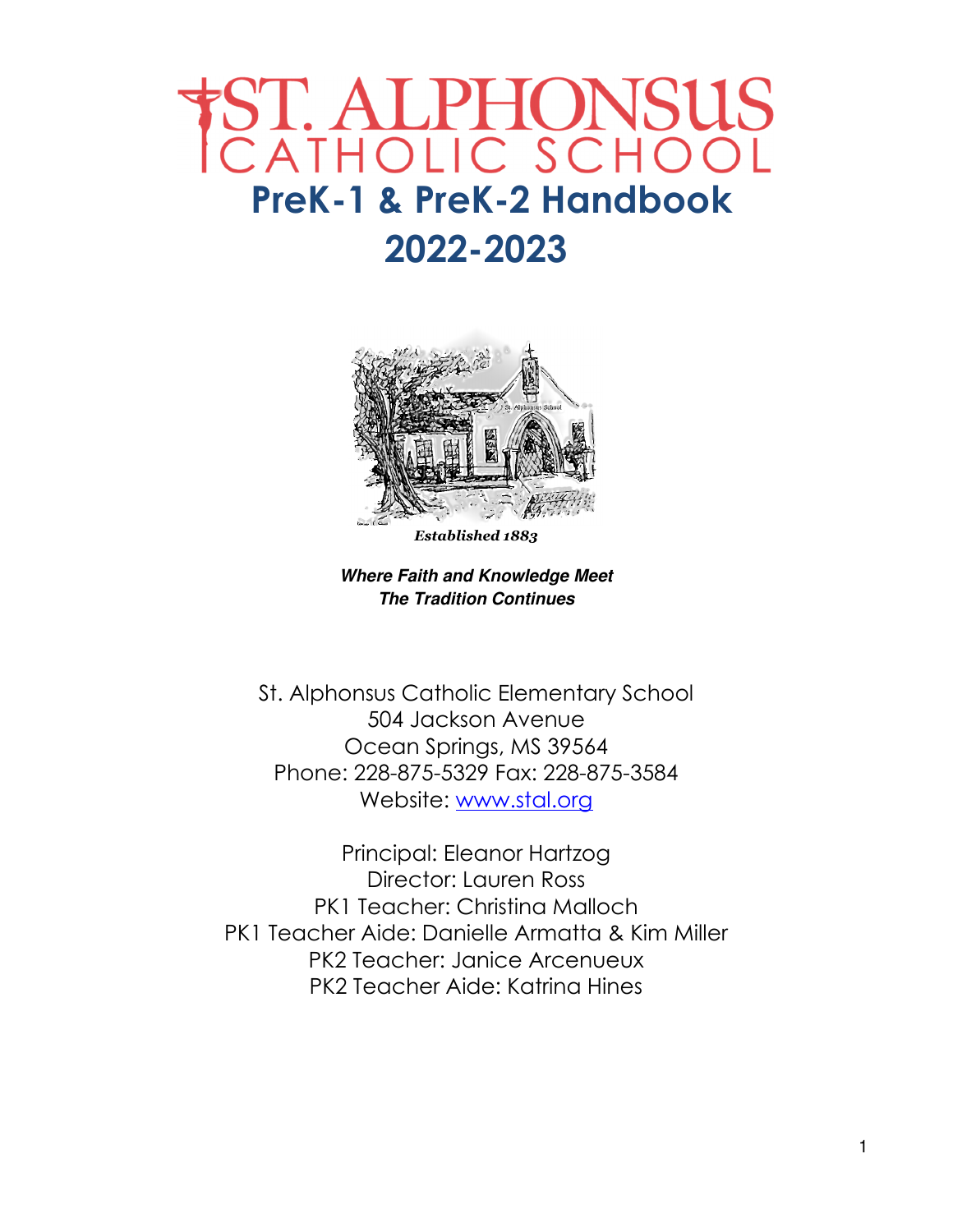# ST. ALPHONSUS CATHOLIC SCHOOL

# PreK-1 & PreK-2 Handbook

# 2022-2023

*Established 1883*

***Where Faith and Knowledge Meet***
***The Tradition Continues***

St. Alphonsus Catholic Elementary School
504 Jackson Avenue
Ocean Springs, MS 39564
Phone: 228-875-5329 Fax: 228-875-3584
Website: [www.stal.org](http://www.stal.org)

Principal: Eleanor Hartzog
Director: Lauren Ross
PK1 Teacher: Christina Malloch
PK1 Teacher Aide: Danielle Armatta & Kim Miller
PK2 Teacher: Janice Arcenueux
PK2 Teacher Aide: Katrina Hines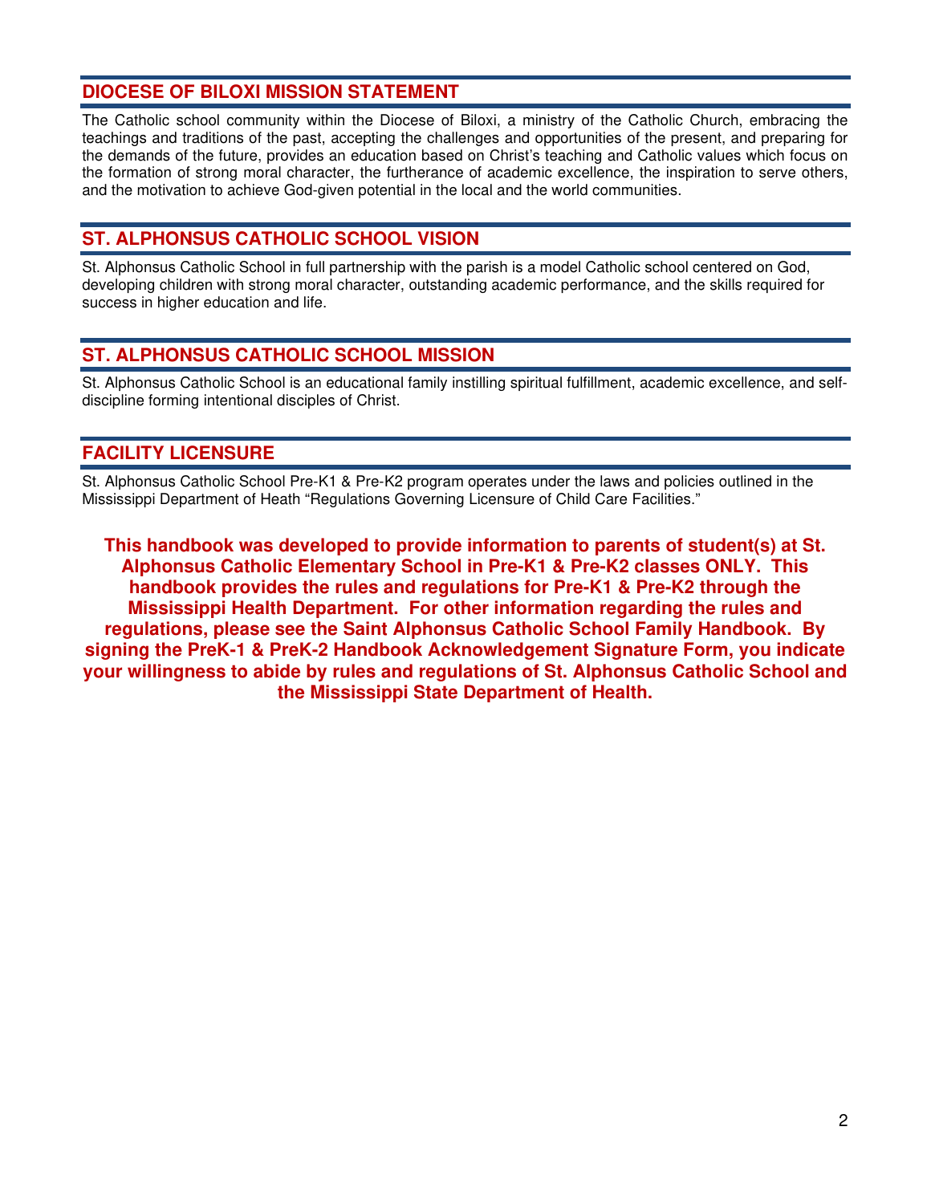## DIOCESE OF BILOXI MISSION STATEMENT

The Catholic school community within the Diocese of Biloxi, a ministry of the Catholic Church, embracing the teachings and traditions of the past, accepting the challenges and opportunities of the present, and preparing for the demands of the future, provides an education based on Christ's teaching and Catholic values which focus on the formation of strong moral character, the furtherance of academic excellence, the inspiration to serve others, and the motivation to achieve God-given potential in the local and the world communities.

## ST. ALPHONSUS CATHOLIC SCHOOL VISION

St. Alphonsus Catholic School in full partnership with the parish is a model Catholic school centered on God, developing children with strong moral character, outstanding academic performance, and the skills required for success in higher education and life.

## ST. ALPHONSUS CATHOLIC SCHOOL MISSION

St. Alphonsus Catholic School is an educational family instilling spiritual fulfillment, academic excellence, and self-discipline forming intentional disciples of Christ.

## FACILITY LICENSURE

St. Alphonsus Catholic School Pre-K1 & Pre-K2 program operates under the laws and policies outlined in the Mississippi Department of Heath "Regulations Governing Licensure of Child Care Facilities."

**This handbook was developed to provide information to parents of student(s) at St. Alphonsus Catholic Elementary School in Pre-K1 & Pre-K2 classes ONLY. This handbook provides the rules and regulations for Pre-K1 & Pre-K2 through the Mississippi Health Department. For other information regarding the rules and regulations, please see the Saint Alphonsus Catholic School Family Handbook. By signing the PreK-1 & PreK-2 Handbook Acknowledgement Signature Form, you indicate your willingness to abide by rules and regulations of St. Alphonsus Catholic School and the Mississippi State Department of Health.**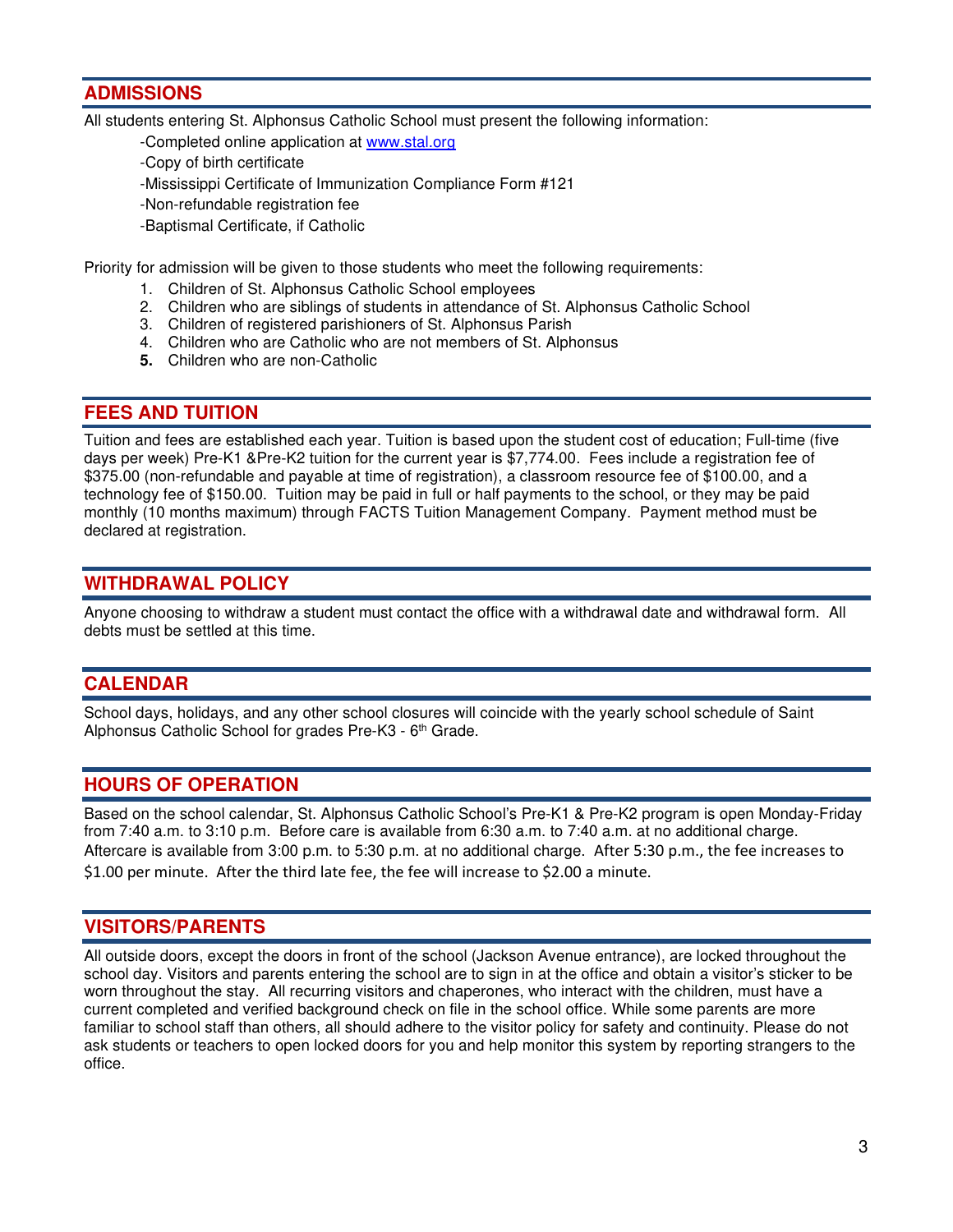## ADMISSIONS

All students entering St. Alphonsus Catholic School must present the following information:

-Completed online application at [www.stal.org](http://www.stal.org)

-Copy of birth certificate

-Mississippi Certificate of Immunization Compliance Form #121

-Non-refundable registration fee

-Baptismal Certificate, if Catholic

Priority for admission will be given to those students who meet the following requirements:

1. Children of St. Alphonsus Catholic School employees
2. Children who are siblings of students in attendance of St. Alphonsus Catholic School
3. Children of registered parishioners of St. Alphonsus Parish
4. Children who are Catholic who are not members of St. Alphonsus
5. Children who are non-Catholic

## FEES AND TUITION

Tuition and fees are established each year. Tuition is based upon the student cost of education; Full-time (five days per week) Pre-K1 &Pre-K2 tuition for the current year is $7,774.00. Fees include a registration fee of $375.00 (non-refundable and payable at time of registration), a classroom resource fee of $100.00, and a technology fee of $150.00. Tuition may be paid in full or half payments to the school, or they may be paid monthly (10 months maximum) through FACTS Tuition Management Company. Payment method must be declared at registration.

## WITHDRAWAL POLICY

Anyone choosing to withdraw a student must contact the office with a withdrawal date and withdrawal form. All debts must be settled at this time.

## CALENDAR

School days, holidays, and any other school closures will coincide with the yearly school schedule of Saint Alphonsus Catholic School for grades Pre-K3 - 6th Grade.

## HOURS OF OPERATION

Based on the school calendar, St. Alphonsus Catholic School's Pre-K1 & Pre-K2 program is open Monday-Friday from 7:40 a.m. to 3:10 p.m. Before care is available from 6:30 a.m. to 7:40 a.m. at no additional charge. Aftercare is available from 3:00 p.m. to 5:30 p.m. at no additional charge. After 5:30 p.m., the fee increases to $1.00 per minute. After the third late fee, the fee will increase to $2.00 a minute.

## VISITORS/PARENTS

All outside doors, except the doors in front of the school (Jackson Avenue entrance), are locked throughout the school day. Visitors and parents entering the school are to sign in at the office and obtain a visitor's sticker to be worn throughout the stay. All recurring visitors and chaperones, who interact with the children, must have a current completed and verified background check on file in the school office. While some parents are more familiar to school staff than others, all should adhere to the visitor policy for safety and continuity. Please do not ask students or teachers to open locked doors for you and help monitor this system by reporting strangers to the office.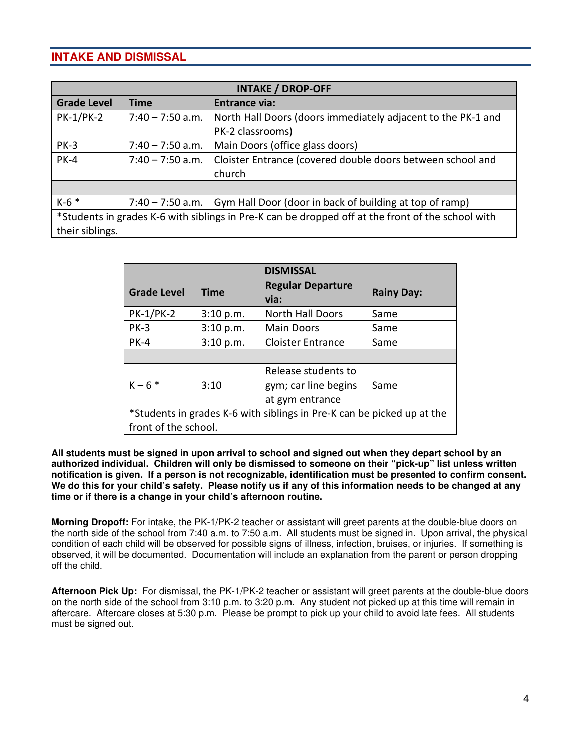## INTAKE AND DISMISSAL

| INTAKE / DROP-OFF | | |
|---|---|---|
| **Grade Level** | **Time** | **Entrance via:** |
| PK-1/PK-2 | 7:40 – 7:50 a.m. | North Hall Doors (doors immediately adjacent to the PK-1 and PK-2 classrooms) |
| PK-3 | 7:40 – 7:50 a.m. | Main Doors (office glass doors) |
| PK-4 | 7:40 – 7:50 a.m. | Cloister Entrance (covered double doors between school and church |
| | | |
| K-6 * | 7:40 – 7:50 a.m. | Gym Hall Door (door in back of building at top of ramp) |
| *Students in grades K-6 with siblings in Pre-K can be dropped off at the front of the school with their siblings. | | |

| DISMISSAL | | | |
|---|---|---|---|
| **Grade Level** | **Time** | **Regular Departure via:** | **Rainy Day:** |
| PK-1/PK-2 | 3:10 p.m. | North Hall Doors | Same |
| PK-3 | 3:10 p.m. | Main Doors | Same |
| PK-4 | 3:10 p.m. | Cloister Entrance | Same |
| | | | |
| K – 6 * | 3:10 | Release students to gym; car line begins at gym entrance | Same |
| *Students in grades K-6 with siblings in Pre-K can be picked up at the front of the school. | | | |

**All students must be signed in upon arrival to school and signed out when they depart school by an authorized individual. Children will only be dismissed to someone on their "pick-up" list unless written notification is given. If a person is not recognizable, identification must be presented to confirm consent. We do this for your child's safety. Please notify us if any of this information needs to be changed at any time or if there is a change in your child's afternoon routine.**

**Morning Dropoff:** For intake, the PK-1/PK-2 teacher or assistant will greet parents at the double-blue doors on the north side of the school from 7:40 a.m. to 7:50 a.m. All students must be signed in. Upon arrival, the physical condition of each child will be observed for possible signs of illness, infection, bruises, or injuries. If something is observed, it will be documented. Documentation will include an explanation from the parent or person dropping off the child.

**Afternoon Pick Up:** For dismissal, the PK-1/PK-2 teacher or assistant will greet parents at the double-blue doors on the north side of the school from 3:10 p.m. to 3:20 p.m. Any student not picked up at this time will remain in aftercare. Aftercare closes at 5:30 p.m. Please be prompt to pick up your child to avoid late fees. All students must be signed out.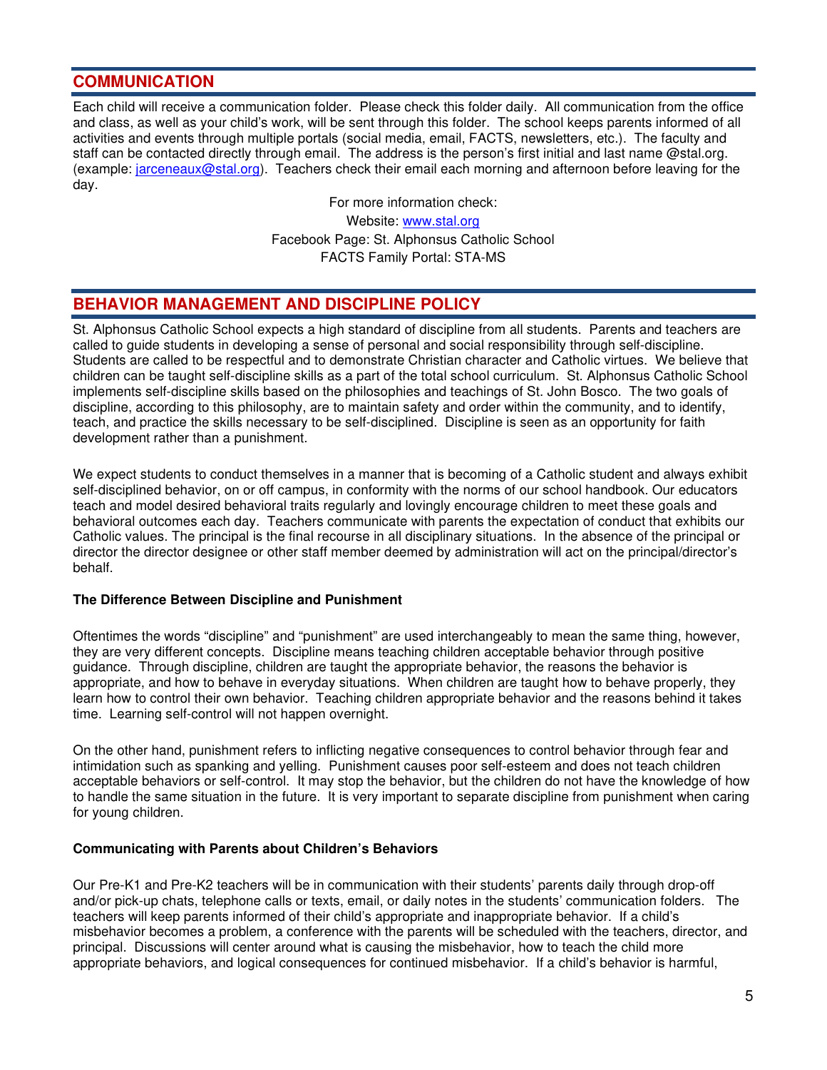## COMMUNICATION

Each child will receive a communication folder. Please check this folder daily. All communication from the office and class, as well as your child's work, will be sent through this folder. The school keeps parents informed of all activities and events through multiple portals (social media, email, FACTS, newsletters, etc.). The faculty and staff can be contacted directly through email. The address is the person's first initial and last name @stal.org. (example: jarceneaux@stal.org). Teachers check their email each morning and afternoon before leaving for the day.

For more information check:
Website: www.stal.org
Facebook Page: St. Alphonsus Catholic School
FACTS Family Portal: STA-MS

## BEHAVIOR MANAGEMENT AND DISCIPLINE POLICY

St. Alphonsus Catholic School expects a high standard of discipline from all students. Parents and teachers are called to guide students in developing a sense of personal and social responsibility through self-discipline. Students are called to be respectful and to demonstrate Christian character and Catholic virtues. We believe that children can be taught self-discipline skills as a part of the total school curriculum. St. Alphonsus Catholic School implements self-discipline skills based on the philosophies and teachings of St. John Bosco. The two goals of discipline, according to this philosophy, are to maintain safety and order within the community, and to identify, teach, and practice the skills necessary to be self-disciplined. Discipline is seen as an opportunity for faith development rather than a punishment.

We expect students to conduct themselves in a manner that is becoming of a Catholic student and always exhibit self-disciplined behavior, on or off campus, in conformity with the norms of our school handbook. Our educators teach and model desired behavioral traits regularly and lovingly encourage children to meet these goals and behavioral outcomes each day. Teachers communicate with parents the expectation of conduct that exhibits our Catholic values. The principal is the final recourse in all disciplinary situations. In the absence of the principal or director the director designee or other staff member deemed by administration will act on the principal/director's behalf.

**The Difference Between Discipline and Punishment**

Oftentimes the words "discipline" and "punishment" are used interchangeably to mean the same thing, however, they are very different concepts. Discipline means teaching children acceptable behavior through positive guidance. Through discipline, children are taught the appropriate behavior, the reasons the behavior is appropriate, and how to behave in everyday situations. When children are taught how to behave properly, they learn how to control their own behavior. Teaching children appropriate behavior and the reasons behind it takes time. Learning self-control will not happen overnight.

On the other hand, punishment refers to inflicting negative consequences to control behavior through fear and intimidation such as spanking and yelling. Punishment causes poor self-esteem and does not teach children acceptable behaviors or self-control. It may stop the behavior, but the children do not have the knowledge of how to handle the same situation in the future. It is very important to separate discipline from punishment when caring for young children.

**Communicating with Parents about Children's Behaviors**

Our Pre-K1 and Pre-K2 teachers will be in communication with their students' parents daily through drop-off and/or pick-up chats, telephone calls or texts, email, or daily notes in the students' communication folders. The teachers will keep parents informed of their child's appropriate and inappropriate behavior. If a child's misbehavior becomes a problem, a conference with the parents will be scheduled with the teachers, director, and principal. Discussions will center around what is causing the misbehavior, how to teach the child more appropriate behaviors, and logical consequences for continued misbehavior. If a child's behavior is harmful,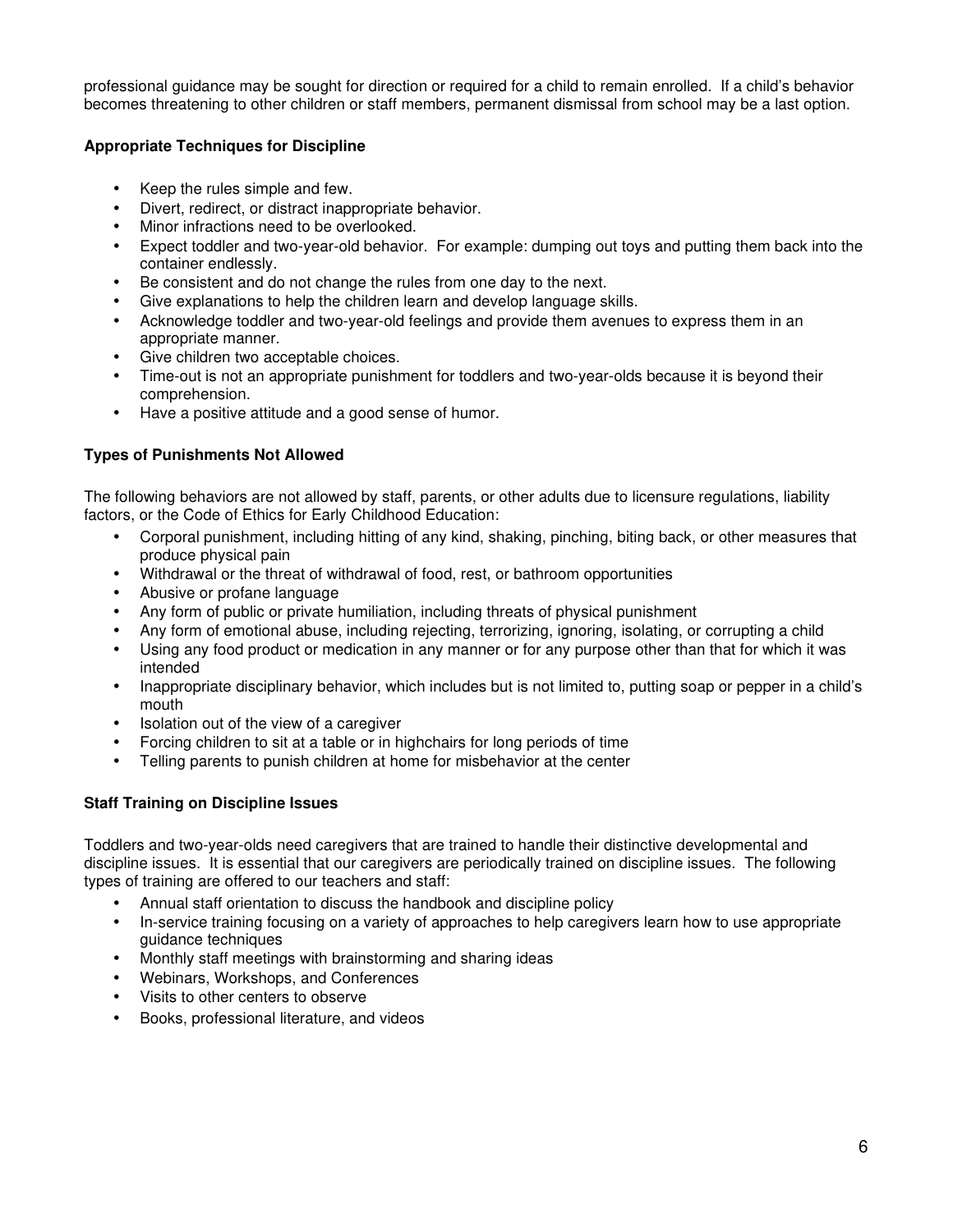professional guidance may be sought for direction or required for a child to remain enrolled. If a child's behavior becomes threatening to other children or staff members, permanent dismissal from school may be a last option.

**Appropriate Techniques for Discipline**

- Keep the rules simple and few.
- Divert, redirect, or distract inappropriate behavior.
- Minor infractions need to be overlooked.
- Expect toddler and two-year-old behavior. For example: dumping out toys and putting them back into the container endlessly.
- Be consistent and do not change the rules from one day to the next.
- Give explanations to help the children learn and develop language skills.
- Acknowledge toddler and two-year-old feelings and provide them avenues to express them in an appropriate manner.
- Give children two acceptable choices.
- Time-out is not an appropriate punishment for toddlers and two-year-olds because it is beyond their comprehension.
- Have a positive attitude and a good sense of humor.

**Types of Punishments Not Allowed**

The following behaviors are not allowed by staff, parents, or other adults due to licensure regulations, liability factors, or the Code of Ethics for Early Childhood Education:

- Corporal punishment, including hitting of any kind, shaking, pinching, biting back, or other measures that produce physical pain
- Withdrawal or the threat of withdrawal of food, rest, or bathroom opportunities
- Abusive or profane language
- Any form of public or private humiliation, including threats of physical punishment
- Any form of emotional abuse, including rejecting, terrorizing, ignoring, isolating, or corrupting a child
- Using any food product or medication in any manner or for any purpose other than that for which it was intended
- Inappropriate disciplinary behavior, which includes but is not limited to, putting soap or pepper in a child's mouth
- Isolation out of the view of a caregiver
- Forcing children to sit at a table or in highchairs for long periods of time
- Telling parents to punish children at home for misbehavior at the center

**Staff Training on Discipline Issues**

Toddlers and two-year-olds need caregivers that are trained to handle their distinctive developmental and discipline issues. It is essential that our caregivers are periodically trained on discipline issues. The following types of training are offered to our teachers and staff:

- Annual staff orientation to discuss the handbook and discipline policy
- In-service training focusing on a variety of approaches to help caregivers learn how to use appropriate guidance techniques
- Monthly staff meetings with brainstorming and sharing ideas
- Webinars, Workshops, and Conferences
- Visits to other centers to observe
- Books, professional literature, and videos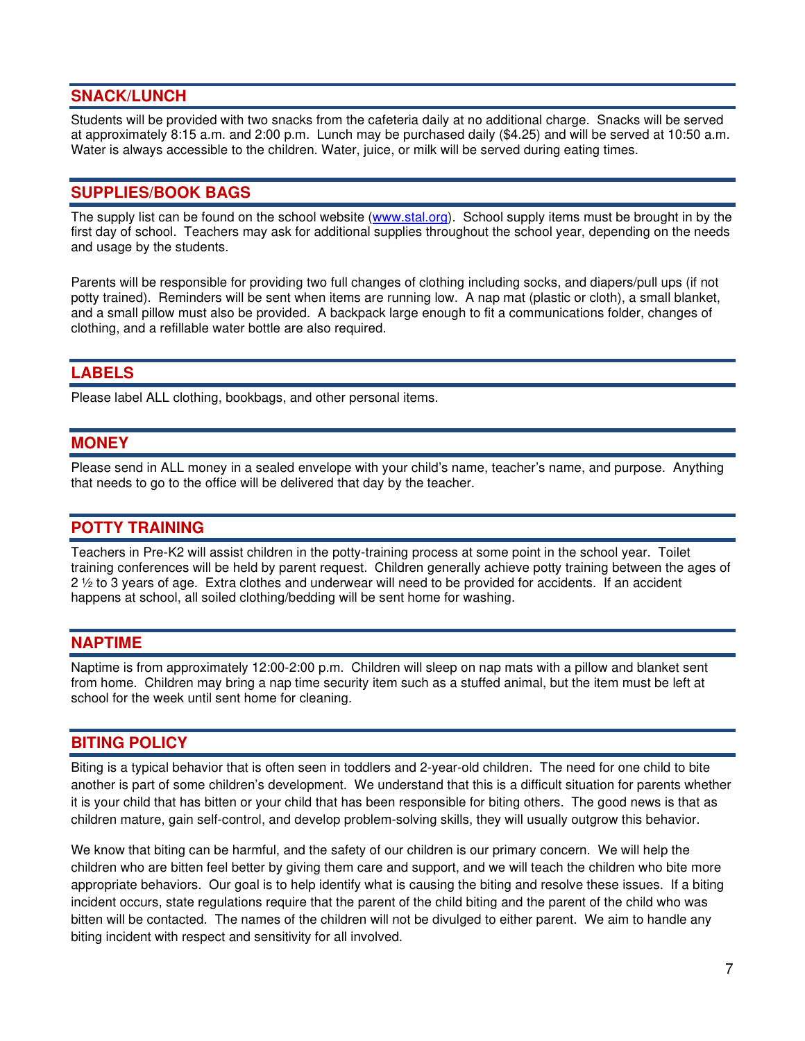## SNACK/LUNCH

Students will be provided with two snacks from the cafeteria daily at no additional charge. Snacks will be served at approximately 8:15 a.m. and 2:00 p.m. Lunch may be purchased daily ($4.25) and will be served at 10:50 a.m. Water is always accessible to the children. Water, juice, or milk will be served during eating times.

## SUPPLIES/BOOK BAGS

The supply list can be found on the school website (www.stal.org). School supply items must be brought in by the first day of school. Teachers may ask for additional supplies throughout the school year, depending on the needs and usage by the students.

Parents will be responsible for providing two full changes of clothing including socks, and diapers/pull ups (if not potty trained). Reminders will be sent when items are running low. A nap mat (plastic or cloth), a small blanket, and a small pillow must also be provided. A backpack large enough to fit a communications folder, changes of clothing, and a refillable water bottle are also required.

## LABELS

Please label ALL clothing, bookbags, and other personal items.

## MONEY

Please send in ALL money in a sealed envelope with your child's name, teacher's name, and purpose. Anything that needs to go to the office will be delivered that day by the teacher.

## POTTY TRAINING

Teachers in Pre-K2 will assist children in the potty-training process at some point in the school year. Toilet training conferences will be held by parent request. Children generally achieve potty training between the ages of 2 ½ to 3 years of age. Extra clothes and underwear will need to be provided for accidents. If an accident happens at school, all soiled clothing/bedding will be sent home for washing.

## NAPTIME

Naptime is from approximately 12:00-2:00 p.m. Children will sleep on nap mats with a pillow and blanket sent from home. Children may bring a nap time security item such as a stuffed animal, but the item must be left at school for the week until sent home for cleaning.

## BITING POLICY

Biting is a typical behavior that is often seen in toddlers and 2-year-old children. The need for one child to bite another is part of some children's development. We understand that this is a difficult situation for parents whether it is your child that has bitten or your child that has been responsible for biting others. The good news is that as children mature, gain self-control, and develop problem-solving skills, they will usually outgrow this behavior.

We know that biting can be harmful, and the safety of our children is our primary concern. We will help the children who are bitten feel better by giving them care and support, and we will teach the children who bite more appropriate behaviors. Our goal is to help identify what is causing the biting and resolve these issues. If a biting incident occurs, state regulations require that the parent of the child biting and the parent of the child who was bitten will be contacted. The names of the children will not be divulged to either parent. We aim to handle any biting incident with respect and sensitivity for all involved.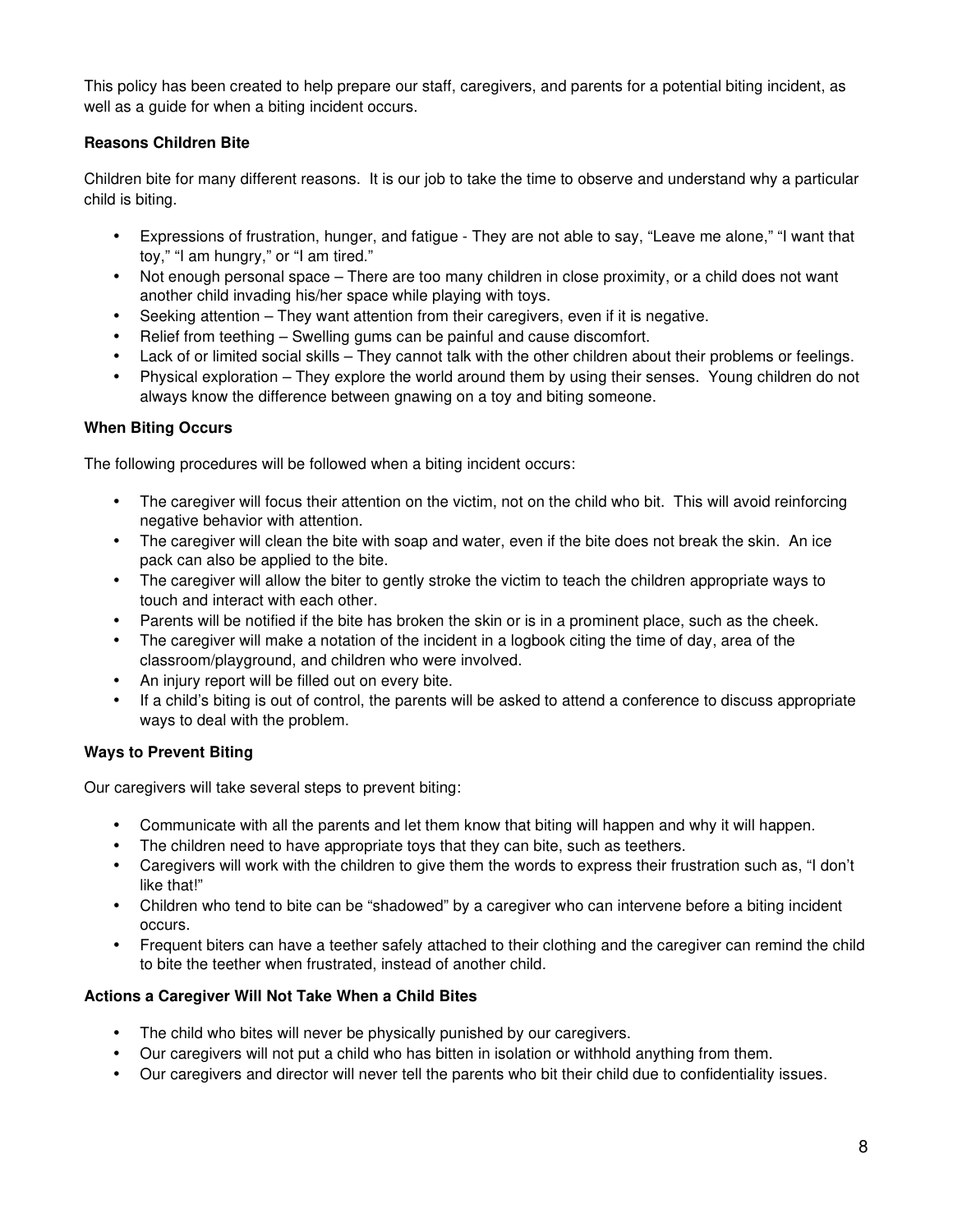This policy has been created to help prepare our staff, caregivers, and parents for a potential biting incident, as well as a guide for when a biting incident occurs.

**Reasons Children Bite**

Children bite for many different reasons. It is our job to take the time to observe and understand why a particular child is biting.

- Expressions of frustration, hunger, and fatigue - They are not able to say, "Leave me alone," "I want that toy," "I am hungry," or "I am tired."
- Not enough personal space – There are too many children in close proximity, or a child does not want another child invading his/her space while playing with toys.
- Seeking attention – They want attention from their caregivers, even if it is negative.
- Relief from teething – Swelling gums can be painful and cause discomfort.
- Lack of or limited social skills – They cannot talk with the other children about their problems or feelings.
- Physical exploration – They explore the world around them by using their senses. Young children do not always know the difference between gnawing on a toy and biting someone.

**When Biting Occurs**

The following procedures will be followed when a biting incident occurs:

- The caregiver will focus their attention on the victim, not on the child who bit. This will avoid reinforcing negative behavior with attention.
- The caregiver will clean the bite with soap and water, even if the bite does not break the skin. An ice pack can also be applied to the bite.
- The caregiver will allow the biter to gently stroke the victim to teach the children appropriate ways to touch and interact with each other.
- Parents will be notified if the bite has broken the skin or is in a prominent place, such as the cheek.
- The caregiver will make a notation of the incident in a logbook citing the time of day, area of the classroom/playground, and children who were involved.
- An injury report will be filled out on every bite.
- If a child's biting is out of control, the parents will be asked to attend a conference to discuss appropriate ways to deal with the problem.

**Ways to Prevent Biting**

Our caregivers will take several steps to prevent biting:

- Communicate with all the parents and let them know that biting will happen and why it will happen.
- The children need to have appropriate toys that they can bite, such as teethers.
- Caregivers will work with the children to give them the words to express their frustration such as, "I don't like that!"
- Children who tend to bite can be "shadowed" by a caregiver who can intervene before a biting incident occurs.
- Frequent biters can have a teether safely attached to their clothing and the caregiver can remind the child to bite the teether when frustrated, instead of another child.

**Actions a Caregiver Will Not Take When a Child Bites**

- The child who bites will never be physically punished by our caregivers.
- Our caregivers will not put a child who has bitten in isolation or withhold anything from them.
- Our caregivers and director will never tell the parents who bit their child due to confidentiality issues.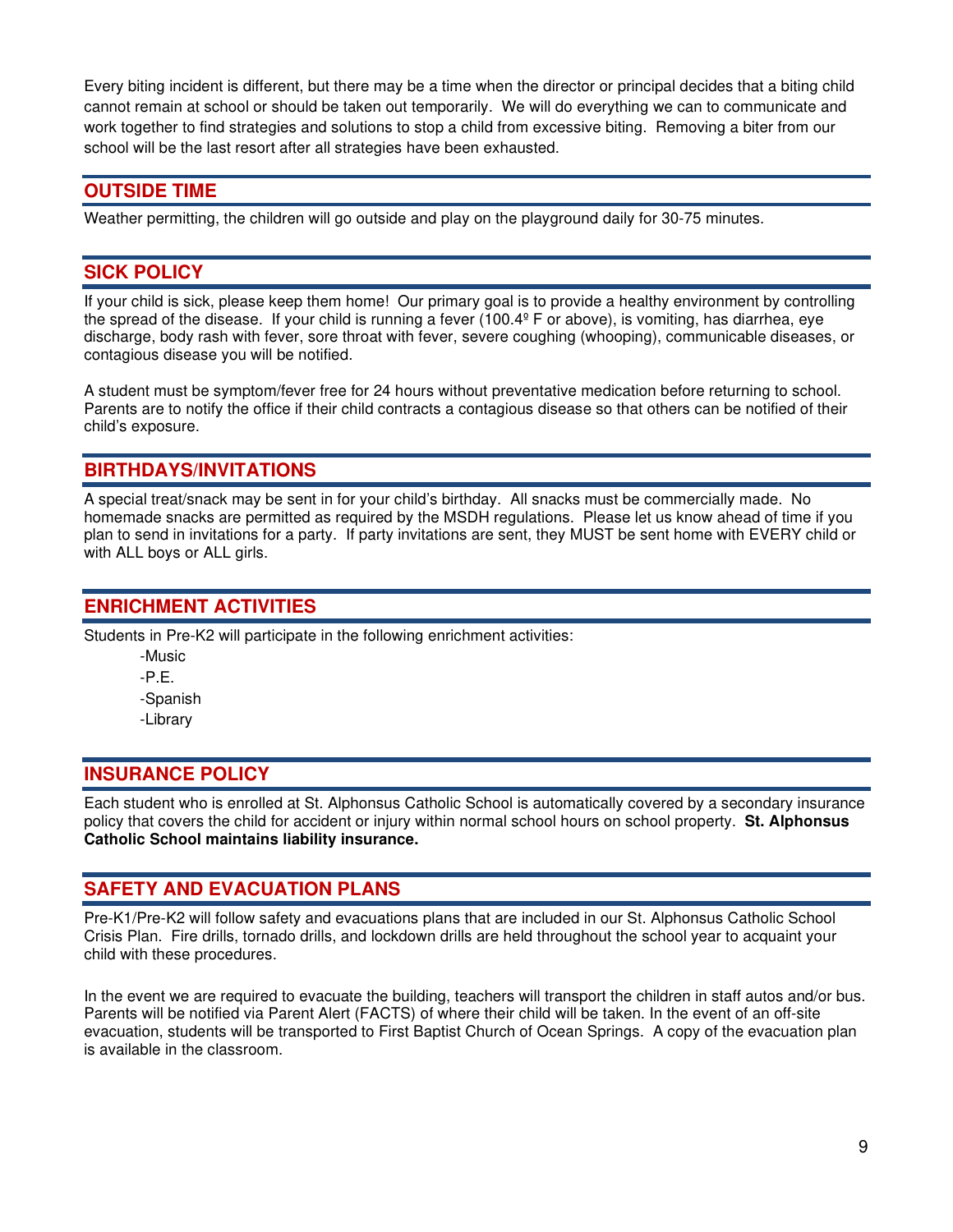Every biting incident is different, but there may be a time when the director or principal decides that a biting child cannot remain at school or should be taken out temporarily. We will do everything we can to communicate and work together to find strategies and solutions to stop a child from excessive biting. Removing a biter from our school will be the last resort after all strategies have been exhausted.

## OUTSIDE TIME

Weather permitting, the children will go outside and play on the playground daily for 30-75 minutes.

## SICK POLICY

If your child is sick, please keep them home! Our primary goal is to provide a healthy environment by controlling the spread of the disease. If your child is running a fever (100.4º F or above), is vomiting, has diarrhea, eye discharge, body rash with fever, sore throat with fever, severe coughing (whooping), communicable diseases, or contagious disease you will be notified.

A student must be symptom/fever free for 24 hours without preventative medication before returning to school. Parents are to notify the office if their child contracts a contagious disease so that others can be notified of their child's exposure.

## BIRTHDAYS/INVITATIONS

A special treat/snack may be sent in for your child's birthday. All snacks must be commercially made. No homemade snacks are permitted as required by the MSDH regulations. Please let us know ahead of time if you plan to send in invitations for a party. If party invitations are sent, they MUST be sent home with EVERY child or with ALL boys or ALL girls.

## ENRICHMENT ACTIVITIES

Students in Pre-K2 will participate in the following enrichment activities:

- Music
- P.E.
- Spanish
- Library

## INSURANCE POLICY

Each student who is enrolled at St. Alphonsus Catholic School is automatically covered by a secondary insurance policy that covers the child for accident or injury within normal school hours on school property. **St. Alphonsus Catholic School maintains liability insurance.**

## SAFETY AND EVACUATION PLANS

Pre-K1/Pre-K2 will follow safety and evacuations plans that are included in our St. Alphonsus Catholic School Crisis Plan. Fire drills, tornado drills, and lockdown drills are held throughout the school year to acquaint your child with these procedures.

In the event we are required to evacuate the building, teachers will transport the children in staff autos and/or bus. Parents will be notified via Parent Alert (FACTS) of where their child will be taken. In the event of an off-site evacuation, students will be transported to First Baptist Church of Ocean Springs. A copy of the evacuation plan is available in the classroom.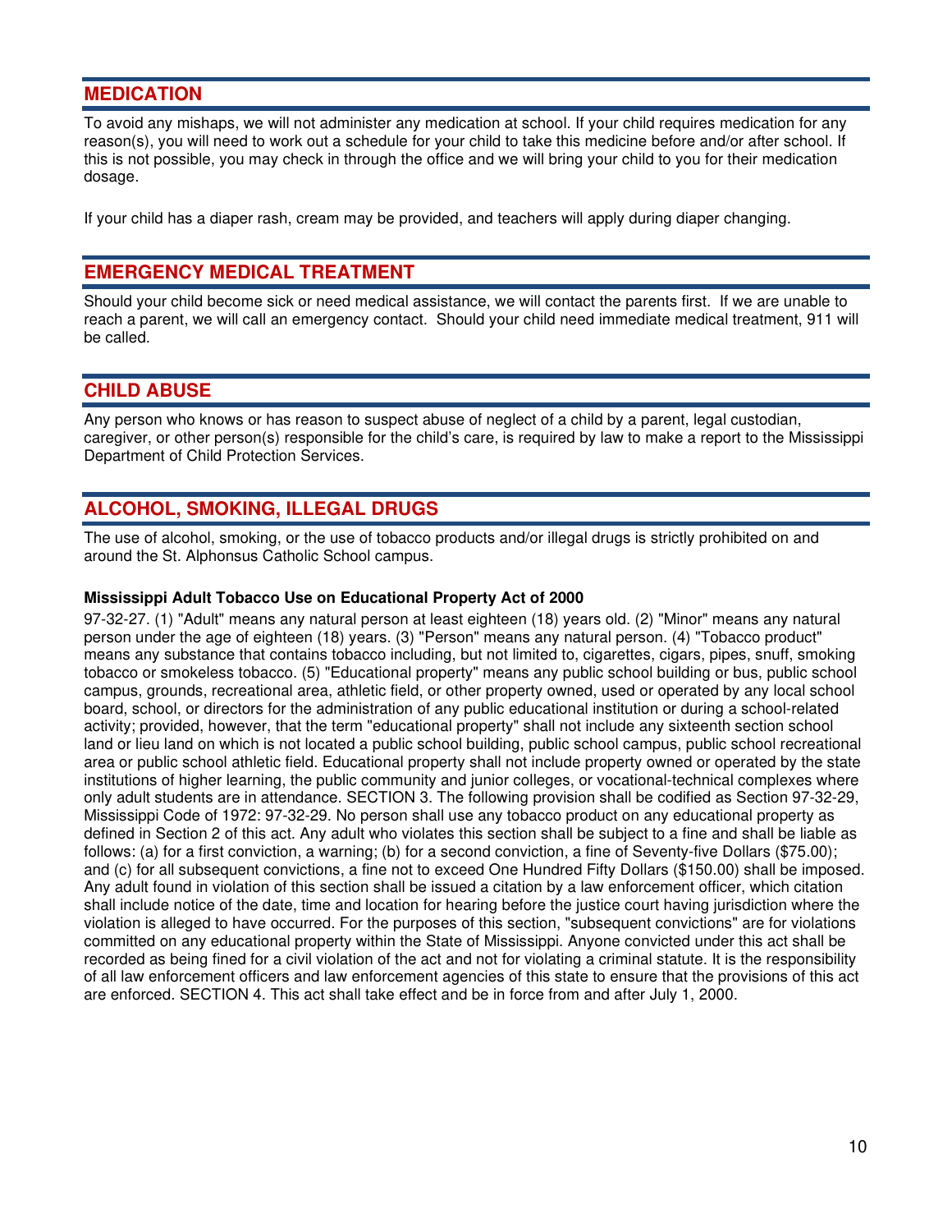## MEDICATION

To avoid any mishaps, we will not administer any medication at school. If your child requires medication for any reason(s), you will need to work out a schedule for your child to take this medicine before and/or after school. If this is not possible, you may check in through the office and we will bring your child to you for their medication dosage.

If your child has a diaper rash, cream may be provided, and teachers will apply during diaper changing.

## EMERGENCY MEDICAL TREATMENT

Should your child become sick or need medical assistance, we will contact the parents first. If we are unable to reach a parent, we will call an emergency contact. Should your child need immediate medical treatment, 911 will be called.

## CHILD ABUSE

Any person who knows or has reason to suspect abuse of neglect of a child by a parent, legal custodian, caregiver, or other person(s) responsible for the child's care, is required by law to make a report to the Mississippi Department of Child Protection Services.

## ALCOHOL, SMOKING, ILLEGAL DRUGS

The use of alcohol, smoking, or the use of tobacco products and/or illegal drugs is strictly prohibited on and around the St. Alphonsus Catholic School campus.

**Mississippi Adult Tobacco Use on Educational Property Act of 2000**

97-32-27. (1) "Adult" means any natural person at least eighteen (18) years old. (2) "Minor" means any natural person under the age of eighteen (18) years. (3) "Person" means any natural person. (4) "Tobacco product" means any substance that contains tobacco including, but not limited to, cigarettes, cigars, pipes, snuff, smoking tobacco or smokeless tobacco. (5) "Educational property" means any public school building or bus, public school campus, grounds, recreational area, athletic field, or other property owned, used or operated by any local school board, school, or directors for the administration of any public educational institution or during a school-related activity; provided, however, that the term "educational property" shall not include any sixteenth section school land or lieu land on which is not located a public school building, public school campus, public school recreational area or public school athletic field. Educational property shall not include property owned or operated by the state institutions of higher learning, the public community and junior colleges, or vocational-technical complexes where only adult students are in attendance. SECTION 3. The following provision shall be codified as Section 97-32-29, Mississippi Code of 1972: 97-32-29. No person shall use any tobacco product on any educational property as defined in Section 2 of this act. Any adult who violates this section shall be subject to a fine and shall be liable as follows: (a) for a first conviction, a warning; (b) for a second conviction, a fine of Seventy-five Dollars ($75.00); and (c) for all subsequent convictions, a fine not to exceed One Hundred Fifty Dollars ($150.00) shall be imposed. Any adult found in violation of this section shall be issued a citation by a law enforcement officer, which citation shall include notice of the date, time and location for hearing before the justice court having jurisdiction where the violation is alleged to have occurred. For the purposes of this section, "subsequent convictions" are for violations committed on any educational property within the State of Mississippi. Anyone convicted under this act shall be recorded as being fined for a civil violation of the act and not for violating a criminal statute. It is the responsibility of all law enforcement officers and law enforcement agencies of this state to ensure that the provisions of this act are enforced. SECTION 4. This act shall take effect and be in force from and after July 1, 2000.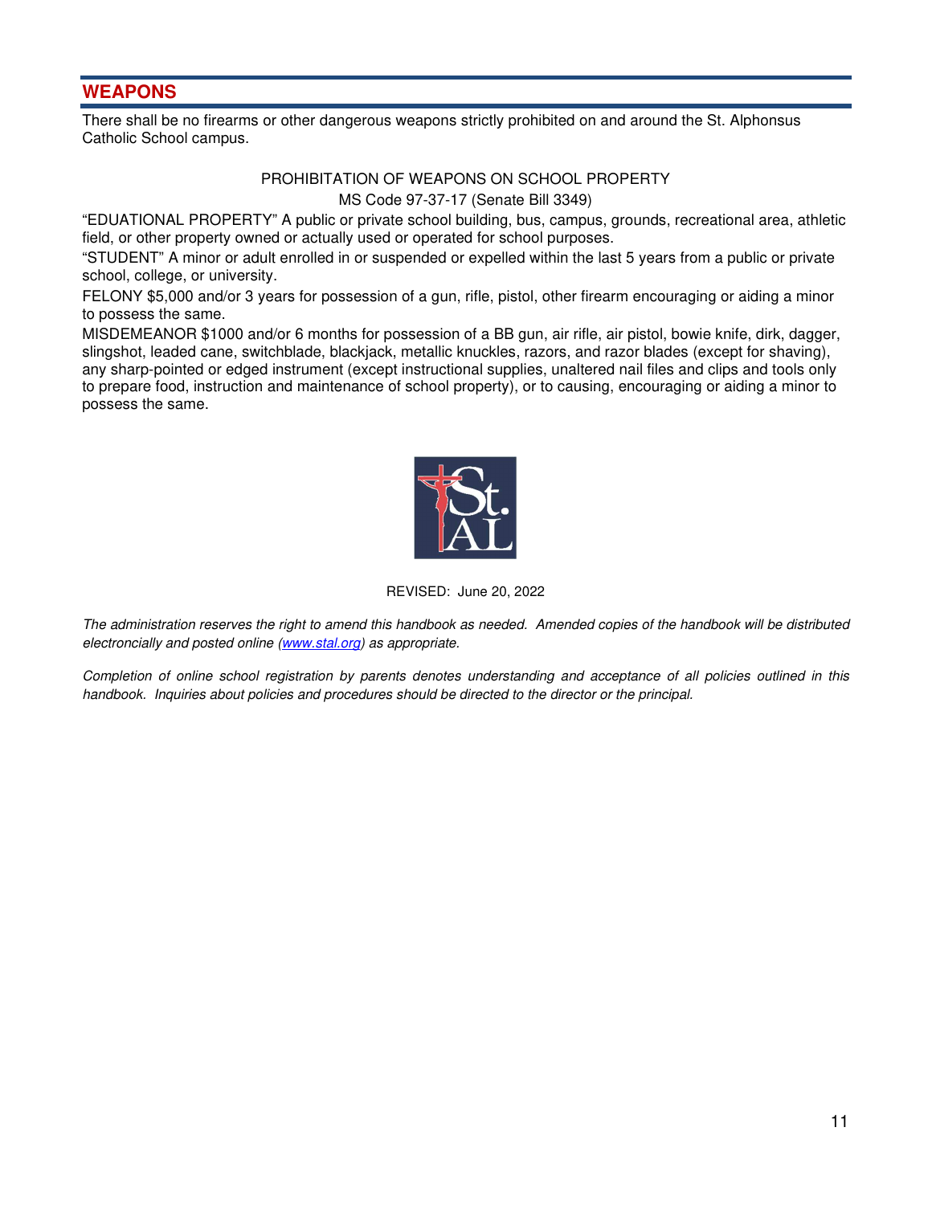## WEAPONS

There shall be no firearms or other dangerous weapons strictly prohibited on and around the St. Alphonsus Catholic School campus.

PROHIBITATION OF WEAPONS ON SCHOOL PROPERTY

MS Code 97-37-17 (Senate Bill 3349)

"EDUATIONAL PROPERTY" A public or private school building, bus, campus, grounds, recreational area, athletic field, or other property owned or actually used or operated for school purposes.

"STUDENT" A minor or adult enrolled in or suspended or expelled within the last 5 years from a public or private school, college, or university.

FELONY $5,000 and/or 3 years for possession of a gun, rifle, pistol, other firearm encouraging or aiding a minor to possess the same.

MISDEMEANOR $1000 and/or 6 months for possession of a BB gun, air rifle, air pistol, bowie knife, dirk, dagger, slingshot, leaded cane, switchblade, blackjack, metallic knuckles, razors, and razor blades (except for shaving), any sharp-pointed or edged instrument (except instructional supplies, unaltered nail files and clips and tools only to prepare food, instruction and maintenance of school property), or to causing, encouraging or aiding a minor to possess the same.

REVISED: June 20, 2022

*The administration reserves the right to amend this handbook as needed. Amended copies of the handbook will be distributed electroncially and posted online ([www.stal.org](http://www.stal.org)) as appropriate.*

*Completion of online school registration by parents denotes understanding and acceptance of all policies outlined in this handbook. Inquiries about policies and procedures should be directed to the director or the principal.*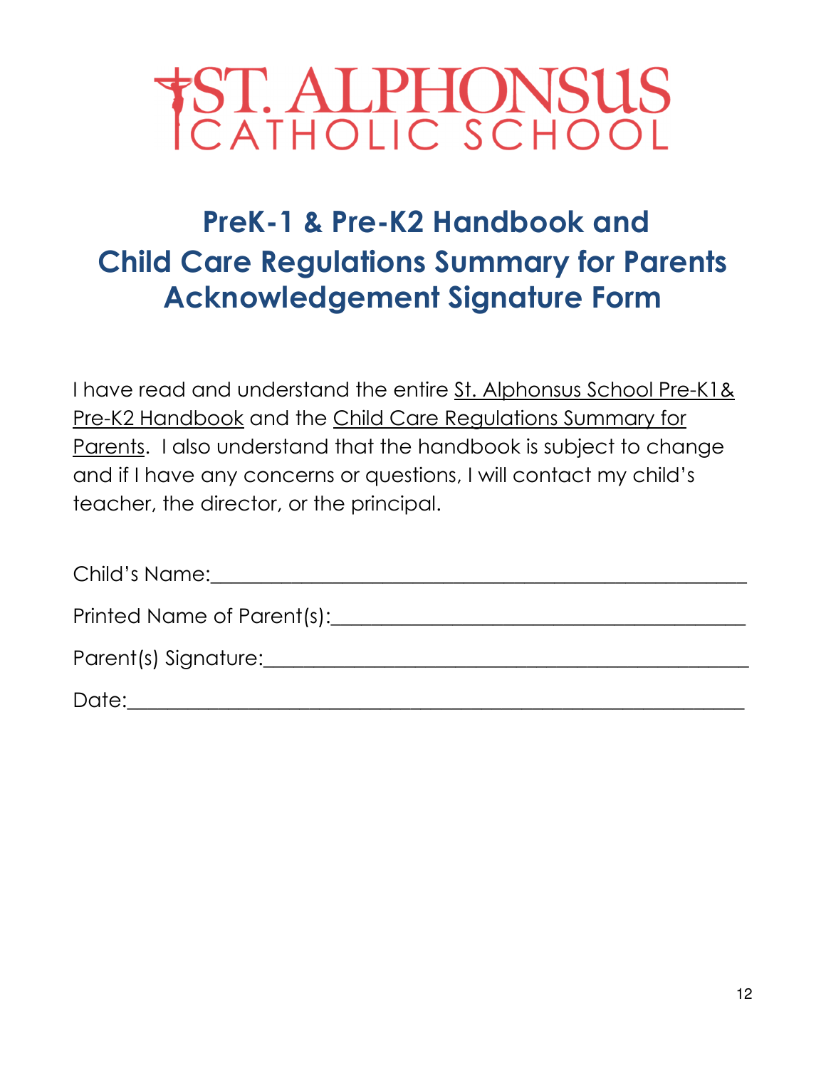# ST. ALPHONSUS CATHOLIC SCHOOL

## PreK-1 & Pre-K2 Handbook and Child Care Regulations Summary for Parents Acknowledgement Signature Form

I have read and understand the entire St. Alphonsus School Pre-K1& Pre-K2 Handbook and the Child Care Regulations Summary for Parents. I also understand that the handbook is subject to change and if I have any concerns or questions, I will contact my child's teacher, the director, or the principal.

Child's Name:_______________________________________________

Printed Name of Parent(s):_______________________________________

Parent(s) Signature:____________________________________________

Date:_________________________________________________________